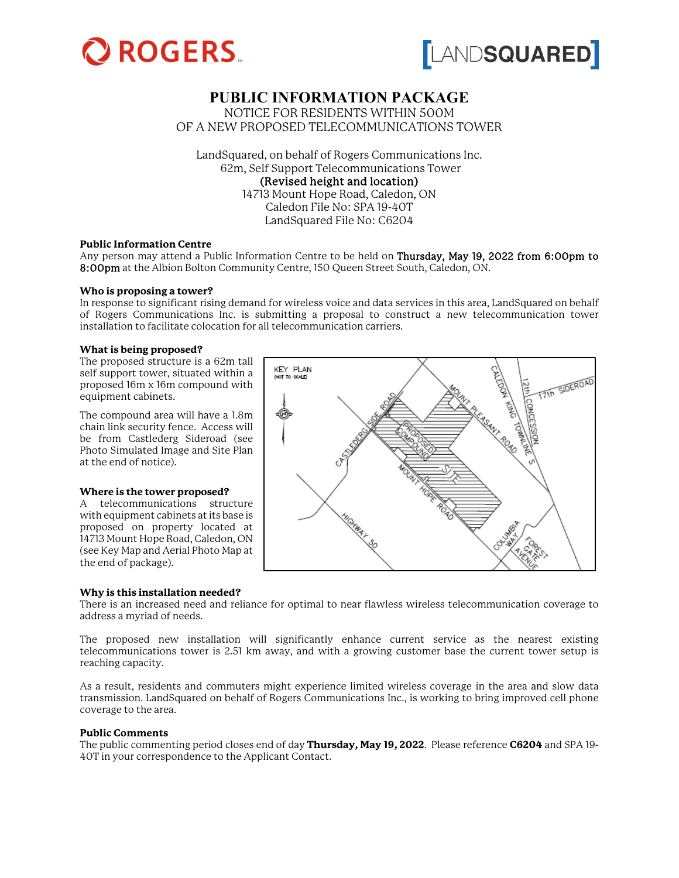# PUBLIC INFORMATION PACKAGE

NOTICE FOR RESIDENTS WITHIN 500M
OF A NEW PROPOSED TELECOMMUNICATIONS TOWER

LandSquared, on behalf of Rogers Communications Inc.
62m, Self Support Telecommunications Tower
**(Revised height and location)**
14713 Mount Hope Road, Caledon, ON
Caledon File No: SPA 19-40T
LandSquared File No: C6204

### Public Information Centre

Any person may attend a Public Information Centre to be held on **Thursday, May 19, 2022 from 6:00pm to 8:00pm** at the Albion Bolton Community Centre, 150 Queen Street South, Caledon, ON.

### Who is proposing a tower?

In response to significant rising demand for wireless voice and data services in this area, LandSquared on behalf of Rogers Communications Inc. is submitting a proposal to construct a new telecommunication tower installation to facilitate colocation for all telecommunication carriers.

### What is being proposed?

The proposed structure is a 62m tall self support tower, situated within a proposed 16m x 16m compound with equipment cabinets.

The compound area will have a 1.8m chain link security fence. Access will be from Castlederg Sideroad (see Photo Simulated Image and Site Plan at the end of notice).

### Where is the tower proposed?

A telecommunications structure with equipment cabinets at its base is proposed on property located at 14713 Mount Hope Road, Caledon, ON (see Key Map and Aerial Photo Map at the end of package).

KEY PLAN (NOT TO SCALE)

### Why is this installation needed?

There is an increased need and reliance for optimal to near flawless wireless telecommunication coverage to address a myriad of needs.

The proposed new installation will significantly enhance current service as the nearest existing telecommunications tower is 2.51 km away, and with a growing customer base the current tower setup is reaching capacity.

As a result, residents and commuters might experience limited wireless coverage in the area and slow data transmission. LandSquared on behalf of Rogers Communications Inc., is working to bring improved cell phone coverage to the area.

### Public Comments

The public commenting period closes end of day **Thursday, May 19, 2022**. Please reference **C6204** and SPA 19-40T in your correspondence to the Applicant Contact.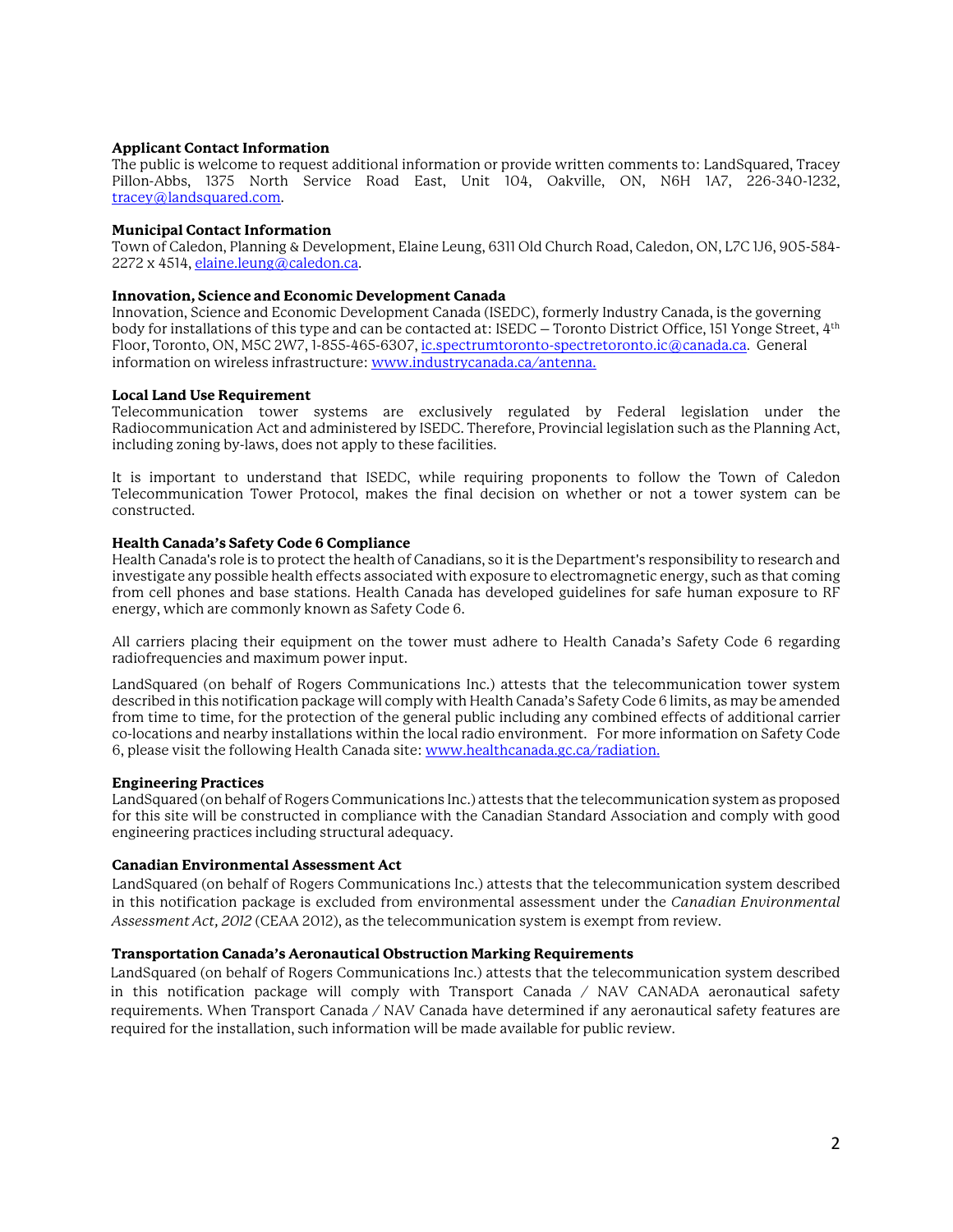**Applicant Contact Information**
The public is welcome to request additional information or provide written comments to: LandSquared, Tracey Pillon-Abbs, 1375 North Service Road East, Unit 104, Oakville, ON, N6H 1A7, 226-340-1232, tracey@landsquared.com.

**Municipal Contact Information**
Town of Caledon, Planning & Development, Elaine Leung, 6311 Old Church Road, Caledon, ON, L7C 1J6, 905-584-2272 x 4514, elaine.leung@caledon.ca.

**Innovation, Science and Economic Development Canada**
Innovation, Science and Economic Development Canada (ISEDC), formerly Industry Canada, is the governing body for installations of this type and can be contacted at: ISEDC – Toronto District Office, 151 Yonge Street, 4th Floor, Toronto, ON, M5C 2W7, 1-855-465-6307, ic.spectrumtoronto-spectretoronto.ic@canada.ca. General information on wireless infrastructure: www.industrycanada.ca/antenna.

**Local Land Use Requirement**
Telecommunication tower systems are exclusively regulated by Federal legislation under the Radiocommunication Act and administered by ISEDC. Therefore, Provincial legislation such as the Planning Act, including zoning by-laws, does not apply to these facilities.

It is important to understand that ISEDC, while requiring proponents to follow the Town of Caledon Telecommunication Tower Protocol, makes the final decision on whether or not a tower system can be constructed.

**Health Canada's Safety Code 6 Compliance**
Health Canada's role is to protect the health of Canadians, so it is the Department's responsibility to research and investigate any possible health effects associated with exposure to electromagnetic energy, such as that coming from cell phones and base stations. Health Canada has developed guidelines for safe human exposure to RF energy, which are commonly known as Safety Code 6.

All carriers placing their equipment on the tower must adhere to Health Canada's Safety Code 6 regarding radiofrequencies and maximum power input.

LandSquared (on behalf of Rogers Communications Inc.) attests that the telecommunication tower system described in this notification package will comply with Health Canada's Safety Code 6 limits, as may be amended from time to time, for the protection of the general public including any combined effects of additional carrier co-locations and nearby installations within the local radio environment. For more information on Safety Code 6, please visit the following Health Canada site: www.healthcanada.gc.ca/radiation.

**Engineering Practices**
LandSquared (on behalf of Rogers Communications Inc.) attests that the telecommunication system as proposed for this site will be constructed in compliance with the Canadian Standard Association and comply with good engineering practices including structural adequacy.

**Canadian Environmental Assessment Act**
LandSquared (on behalf of Rogers Communications Inc.) attests that the telecommunication system described in this notification package is excluded from environmental assessment under the *Canadian Environmental Assessment Act, 2012* (CEAA 2012), as the telecommunication system is exempt from review.

**Transportation Canada's Aeronautical Obstruction Marking Requirements**
LandSquared (on behalf of Rogers Communications Inc.) attests that the telecommunication system described in this notification package will comply with Transport Canada / NAV CANADA aeronautical safety requirements. When Transport Canada / NAV Canada have determined if any aeronautical safety features are required for the installation, such information will be made available for public review.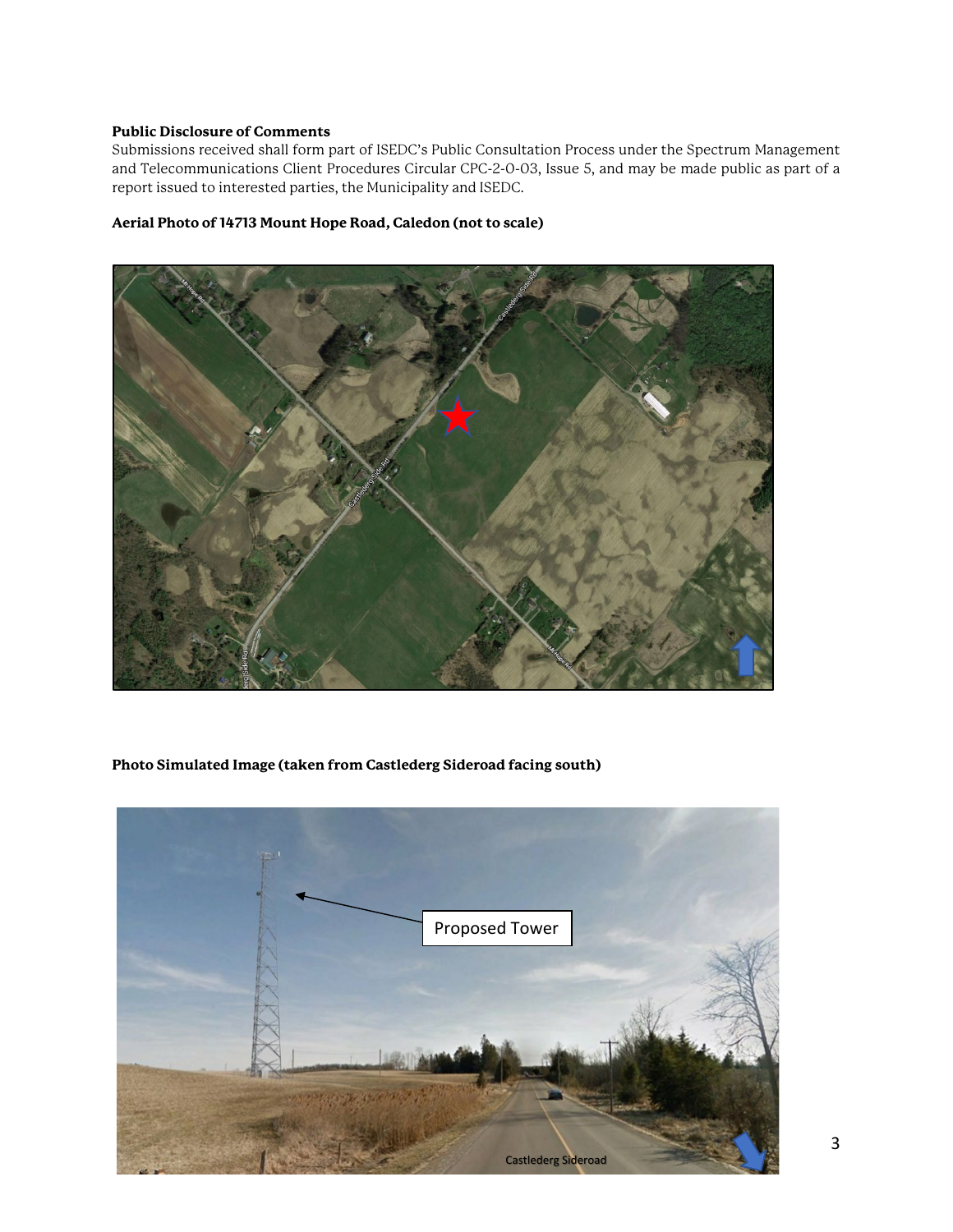**Public Disclosure of Comments**

Submissions received shall form part of ISEDC's Public Consultation Process under the Spectrum Management and Telecommunications Client Procedures Circular CPC-2-0-03, Issue 5, and may be made public as part of a report issued to interested parties, the Municipality and ISEDC.

**Aerial Photo of 14713 Mount Hope Road, Caledon (not to scale)**

**Photo Simulated Image (taken from Castlederg Sideroad facing south)**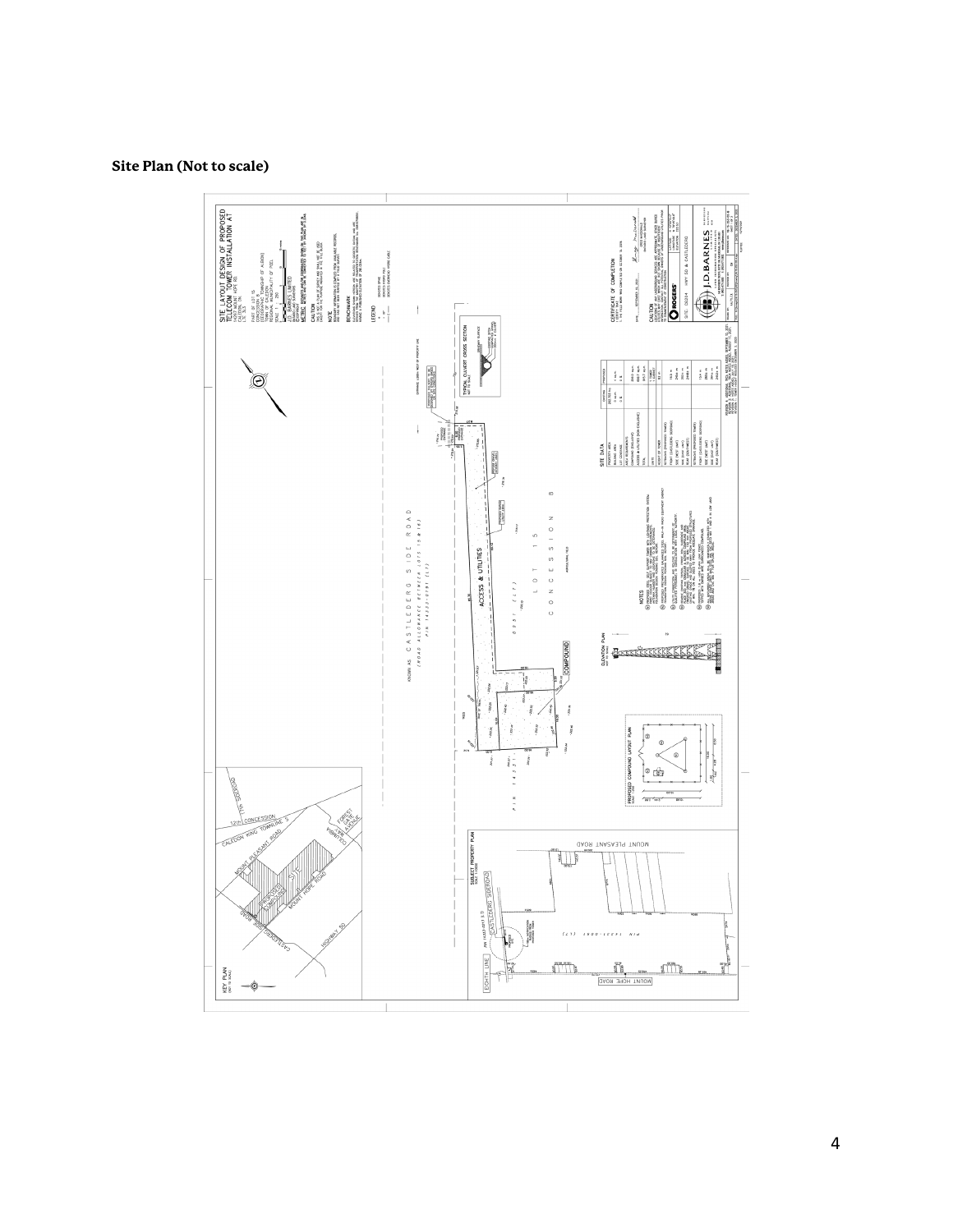**Site Plan (Not to scale)**